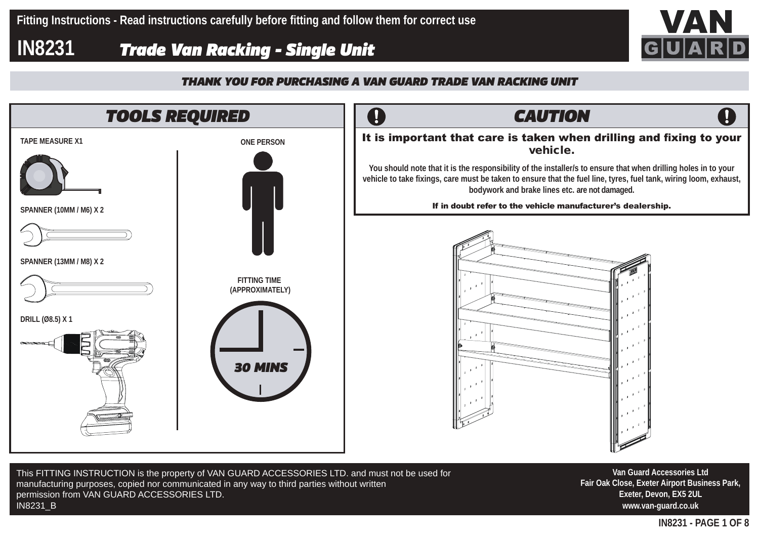Fitting Instructions - Read instructions carefully before fitting and follow them for correct use

# IN8231 Trade Van Racking - Single Unit

VAN GUARD

**THANK YOU FOR PURCHASING A VAN GUARD TRADE VAN RACKING UNIT**

## TOOLS REQUIRED

- TAPE MEASURE X1
- SPANNER (10MM / M6) X 2
- SPANNER (13MM / M8) X 2
- DRILL (Ø8.5) X 1

ONE PERSON

FITTING TIME (APPROXIMATELY)

30 MINS

## CAUTION

**It is important that care is taken when drilling and fixing to your vehicle.**

You should note that it is the responsibility of the installer/s to ensure that when drilling holes in to your vehicle to take fixings, care must be taken to ensure that the fuel line, tyres, fuel tank, wiring loom, exhaust, bodywork and brake lines etc. are not damaged.

**If in doubt refer to the vehicle manufacturer's dealership.**

This FITTING INSTRUCTION is the property of VAN GUARD ACCESSORIES LTD. and must not be used for manufacturing purposes, copied nor communicated in any way to third parties without written permission from VAN GUARD ACCESSORIES LTD.
IN8231_B

Van Guard Accessories Ltd
Fair Oak Close, Exeter Airport Business Park,
Exeter, Devon, EX5 2UL
www.van-guard.co.uk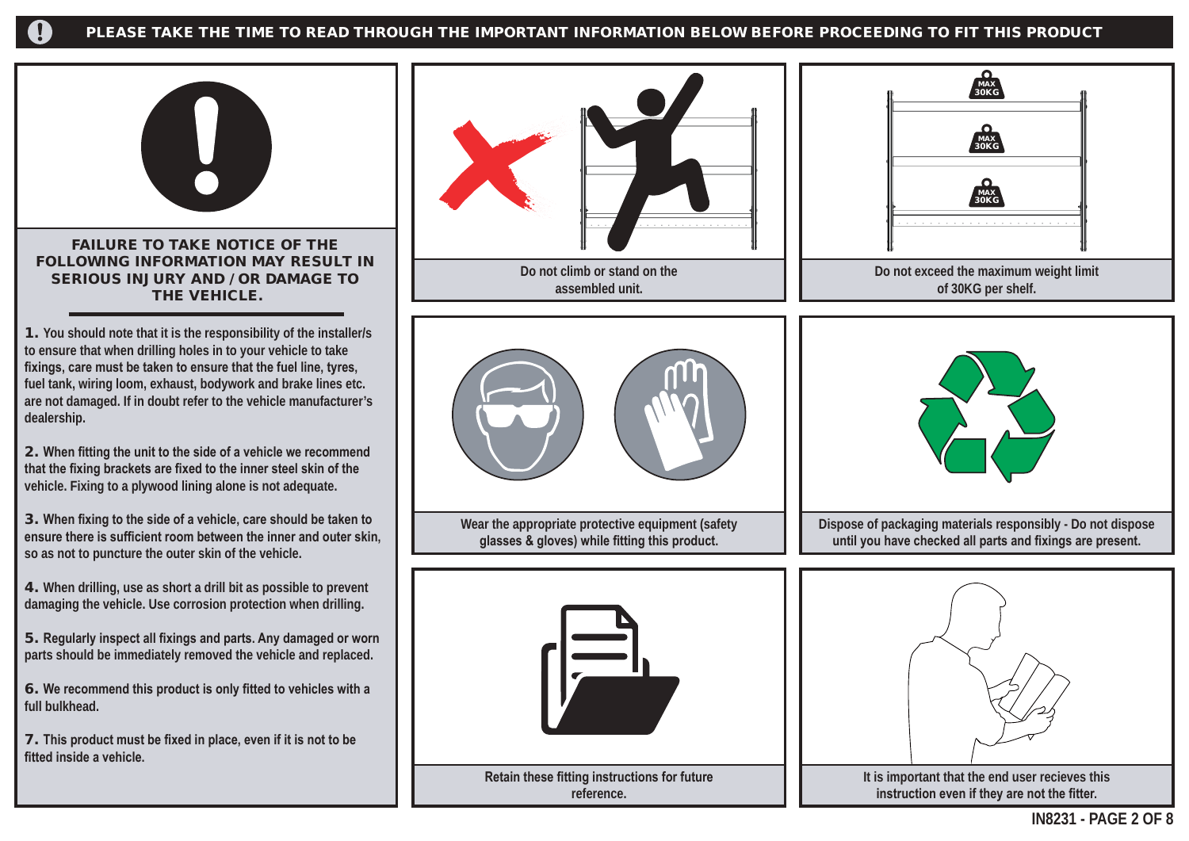**PLEASE TAKE THE TIME TO READ THROUGH THE IMPORTANT INFORMATION BELOW BEFORE PROCEEDING TO FIT THIS PRODUCT**

## FAILURE TO TAKE NOTICE OF THE FOLLOWING INFORMATION MAY RESULT IN SERIOUS INJURY AND / OR DAMAGE TO THE VEHICLE.

**1.** You should note that it is the responsibility of the installer/s to ensure that when drilling holes in to your vehicle to take fixings, care must be taken to ensure that the fuel line, tyres, fuel tank, wiring loom, exhaust, bodywork and brake lines etc. are not damaged. If in doubt refer to the vehicle manufacturer's dealership.

**2.** When fitting the unit to the side of a vehicle we recommend that the fixing brackets are fixed to the inner steel skin of the vehicle. Fixing to a plywood lining alone is not adequate.

**3.** When fixing to the side of a vehicle, care should be taken to ensure there is sufficient room between the inner and outer skin, so as not to puncture the outer skin of the vehicle.

**4.** When drilling, use as short a drill bit as possible to prevent damaging the vehicle. Use corrosion protection when drilling.

**5.** Regularly inspect all fixings and parts. Any damaged or worn parts should be immediately removed the vehicle and replaced.

**6.** We recommend this product is only fitted to vehicles with a full bulkhead.

**7.** This product must be fixed in place, even if it is not to be fitted inside a vehicle.

Do not climb or stand on the assembled unit.

MAX 30KG

MAX 30KG

MAX 30KG

Do not exceed the maximum weight limit of 30KG per shelf.

Wear the appropriate protective equipment (safety glasses & gloves) while fitting this product.

Dispose of packaging materials responsibly - Do not dispose until you have checked all parts and fixings are present.

Retain these fitting instructions for future reference.

It is important that the end user recieves this instruction even if they are not the fitter.

IN8231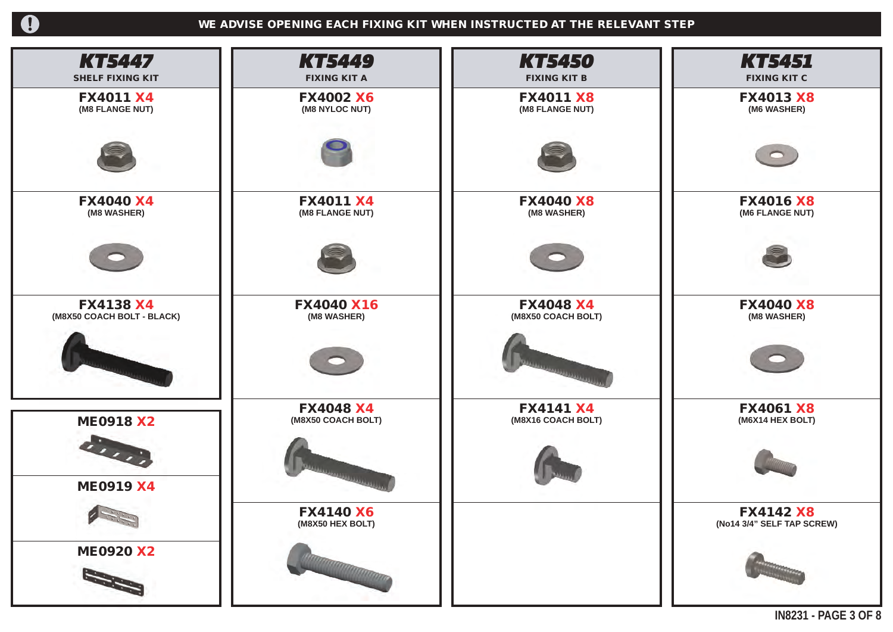**WE ADVISE OPENING EACH FIXING KIT WHEN INSTRUCTED AT THE RELEVANT STEP**

## KT5447
**SHELF FIXING KIT**

- **FX4011 X4** (M8 FLANGE NUT)
- **FX4040 X4** (M8 WASHER)
- **FX4138 X4** (M8X50 COACH BOLT - BLACK)

---

- **ME0918 X2**
- **ME0919 X4**
- **ME0920 X2**

## KT5449
**FIXING KIT A**

- **FX4002 X6** (M8 NYLOC NUT)
- **FX4011 X4** (M8 FLANGE NUT)
- **FX4040 X16** (M8 WASHER)
- **FX4048 X4** (M8X50 COACH BOLT)
- **FX4140 X6** (M8X50 HEX BOLT)

## KT5450
**FIXING KIT B**

- **FX4011 X8** (M8 FLANGE NUT)
- **FX4040 X8** (M8 WASHER)
- **FX4048 X4** (M8X50 COACH BOLT)
- **FX4141 X4** (M8X16 COACH BOLT)

## KT5451
**FIXING KIT C**

- **FX4013 X8** (M6 WASHER)
- **FX4016 X8** (M6 FLANGE NUT)
- **FX4040 X8** (M8 WASHER)
- **FX4061 X8** (M6X14 HEX BOLT)
- **FX4142 X8** (No14 3/4" SELF TAP SCREW)

IN8231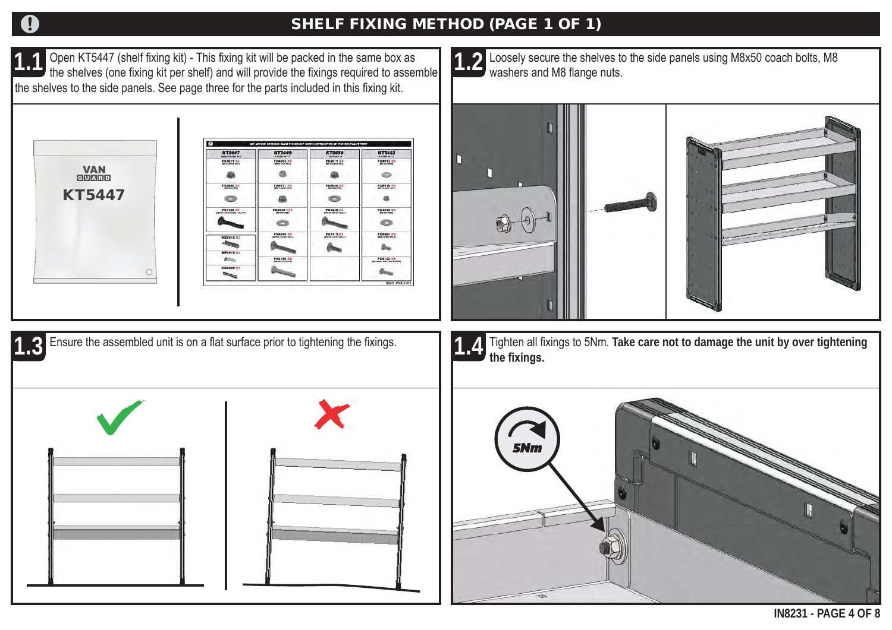# SHELF FIXING METHOD (PAGE 1 OF 1)

**1.1** Open KT5447 (shelf fixing kit) - This fixing kit will be packed in the same box as the shelves (one fixing kit per shelf) and will provide the fixings required to assemble the shelves to the side panels. See page three for the parts included in this fixing kit.

**1.2** Loosely secure the shelves to the side panels using M8x50 coach bolts, M8 washers and M8 flange nuts.

**1.3** Ensure the assembled unit is on a flat surface prior to tightening the fixings.

**1.4** Tighten all fixings to 5Nm. **Take care not to damage the unit by over tightening the fixings.**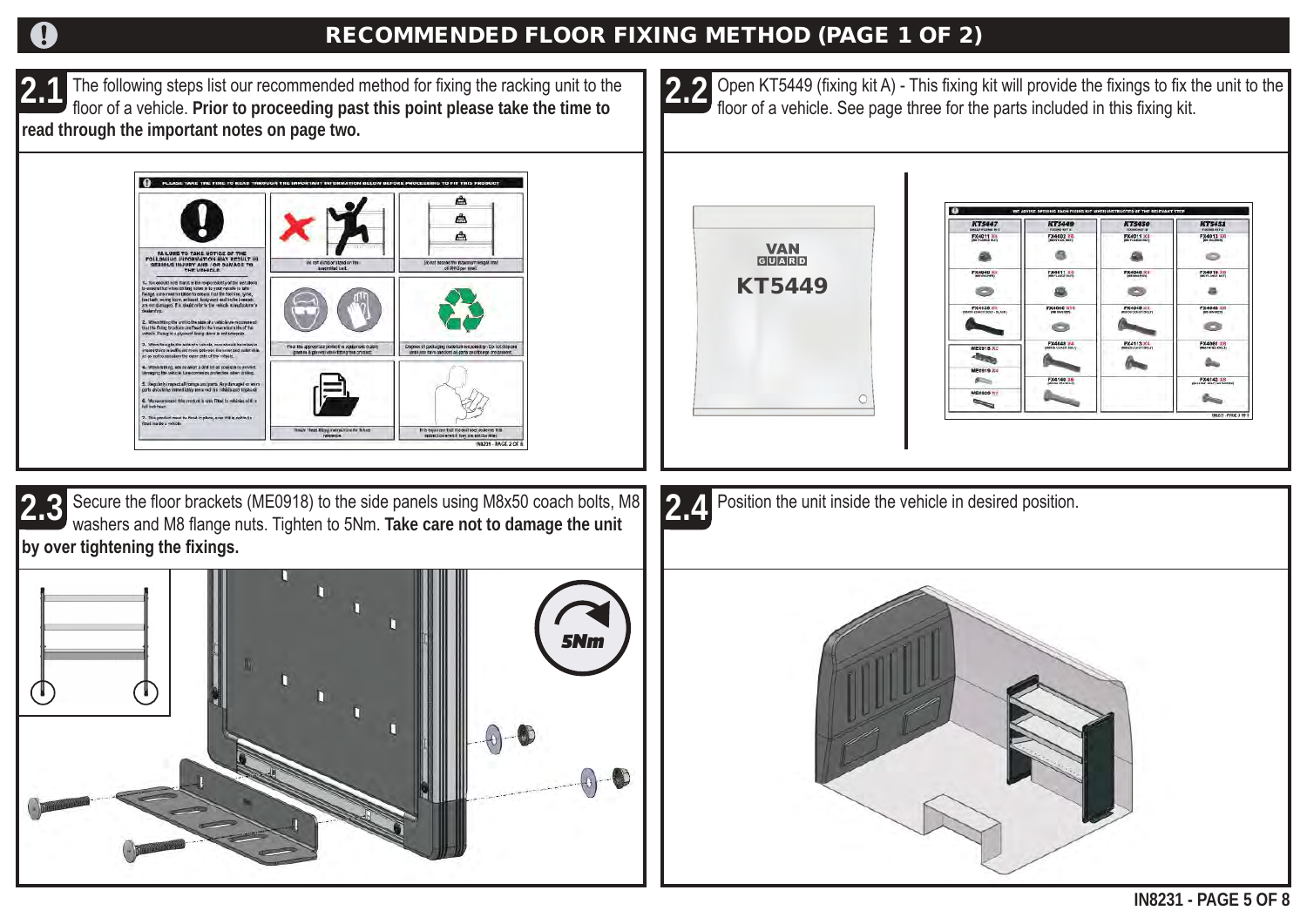# RECOMMENDED FLOOR FIXING METHOD (PAGE 1 OF 2)

**2.1** The following steps list our recommended method for fixing the racking unit to the floor of a vehicle. **Prior to proceeding past this point please take the time to read through the important notes on page two.**

**2.2** Open KT5449 (fixing kit A) - This fixing kit will provide the fixings to fix the unit to the floor of a vehicle. See page three for the parts included in this fixing kit.

**2.3** Secure the floor brackets (ME0918) to the side panels using M8x50 coach bolts, M8 washers and M8 flange nuts. Tighten to 5Nm. **Take care not to damage the unit by over tightening the fixings.**

**2.4** Position the unit inside the vehicle in desired position.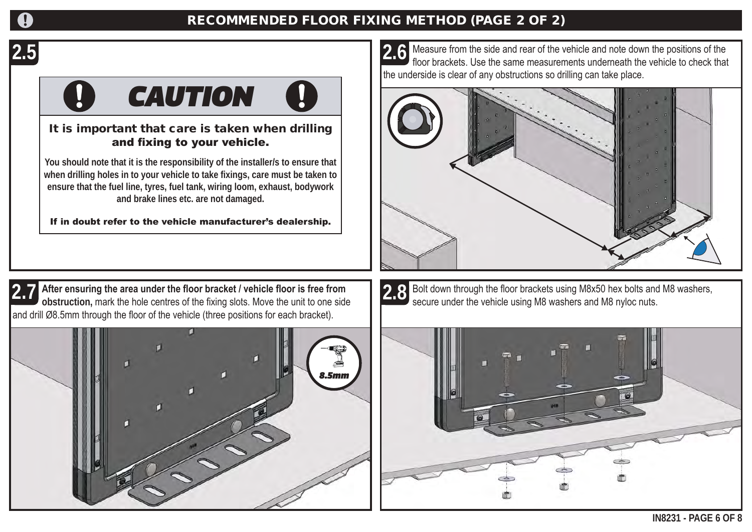# RECOMMENDED FLOOR FIXING METHOD (PAGE 2 OF 2)

## 2.5

### CAUTION

**It is important that care is taken when drilling and fixing to your vehicle.**

**You should note that it is the responsibility of the installer/s to ensure that when drilling holes in to your vehicle to take fixings, care must be taken to ensure that the fuel line, tyres, fuel tank, wiring loom, exhaust, bodywork and brake lines etc. are not damaged.**

**If in doubt refer to the vehicle manufacturer's dealership.**

## 2.6

Measure from the side and rear of the vehicle and note down the positions of the floor brackets. Use the same measurements underneath the vehicle to check that the underside is clear of any obstructions so drilling can take place.

## 2.7

**After ensuring the area under the floor bracket / vehicle floor is free from obstruction,** mark the hole centres of the fixing slots. Move the unit to one side and drill Ø8.5mm through the floor of the vehicle (three positions for each bracket).

8.5mm

## 2.8

Bolt down through the floor brackets using M8x50 hex bolts and M8 washers, secure under the vehicle using M8 washers and M8 nyloc nuts.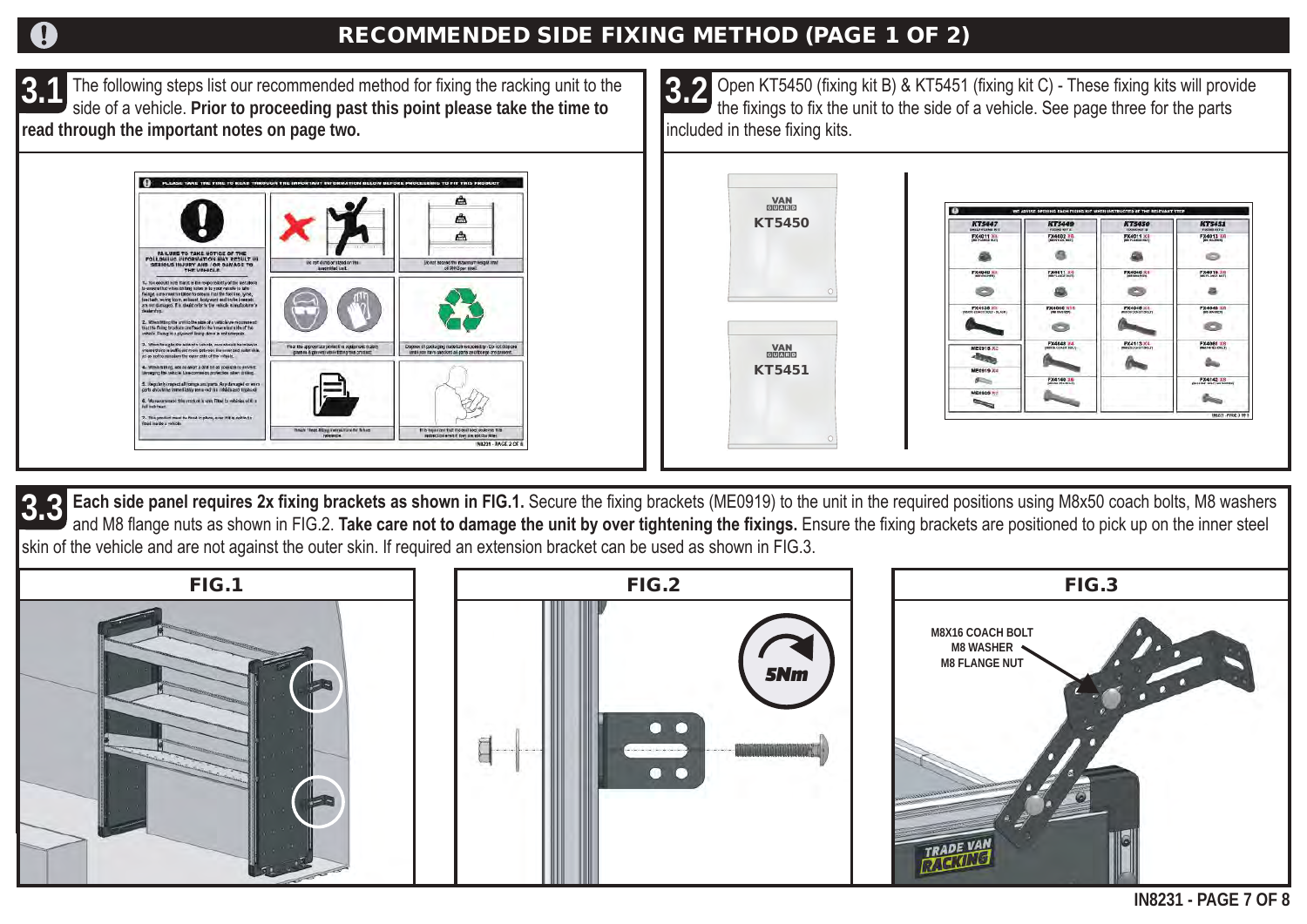# RECOMMENDED SIDE FIXING METHOD (PAGE 1 OF 2)

## 3.1

The following steps list our recommended method for fixing the racking unit to the side of a vehicle. **Prior to proceeding past this point please take the time to read through the important notes on page two.**

## 3.2

Open KT5450 (fixing kit B) & KT5451 (fixing kit C) - These fixing kits will provide the fixings to fix the unit to the side of a vehicle. See page three for the parts included in these fixing kits.

KT5450

KT5451

## 3.3

**Each side panel requires 2x fixing brackets as shown in FIG.1.** Secure the fixing brackets (ME0919) to the unit in the required positions using M8x50 coach bolts, M8 washers and M8 flange nuts as shown in FIG.2. **Take care not to damage the unit by over tightening the fixings.** Ensure the fixing brackets are positioned to pick up on the inner steel skin of the vehicle and are not against the outer skin. If required an extension bracket can be used as shown in FIG.3.

**FIG.1**

**FIG.2**

5Nm

**FIG.3**

M8X16 COACH BOLT
M8 WASHER
M8 FLANGE NUT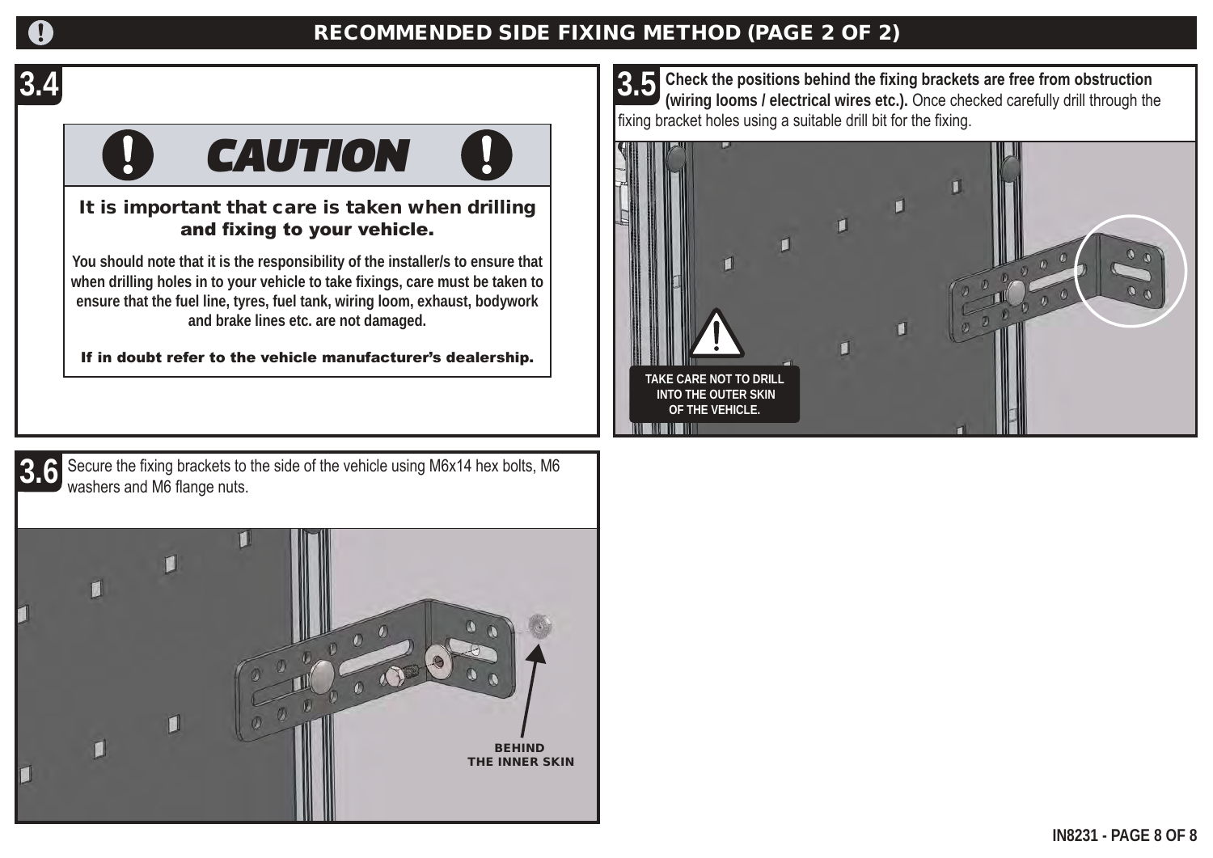# RECOMMENDED SIDE FIXING METHOD (PAGE 2 OF 2)

## 3.4

### CAUTION

**It is important that care is taken when drilling and fixing to your vehicle.**

**You should note that it is the responsibility of the installer/s to ensure that when drilling holes in to your vehicle to take fixings, care must be taken to ensure that the fuel line, tyres, fuel tank, wiring loom, exhaust, bodywork and brake lines etc. are not damaged.**

**If in doubt refer to the vehicle manufacturer's dealership.**

## 3.5

**Check the positions behind the fixing brackets are free from obstruction (wiring looms / electrical wires etc.).** Once checked carefully drill through the fixing bracket holes using a suitable drill bit for the fixing.

TAKE CARE NOT TO DRILL INTO THE OUTER SKIN OF THE VEHICLE.

## 3.6

Secure the fixing brackets to the side of the vehicle using M6x14 hex bolts, M6 washers and M6 flange nuts.

BEHIND THE INNER SKIN